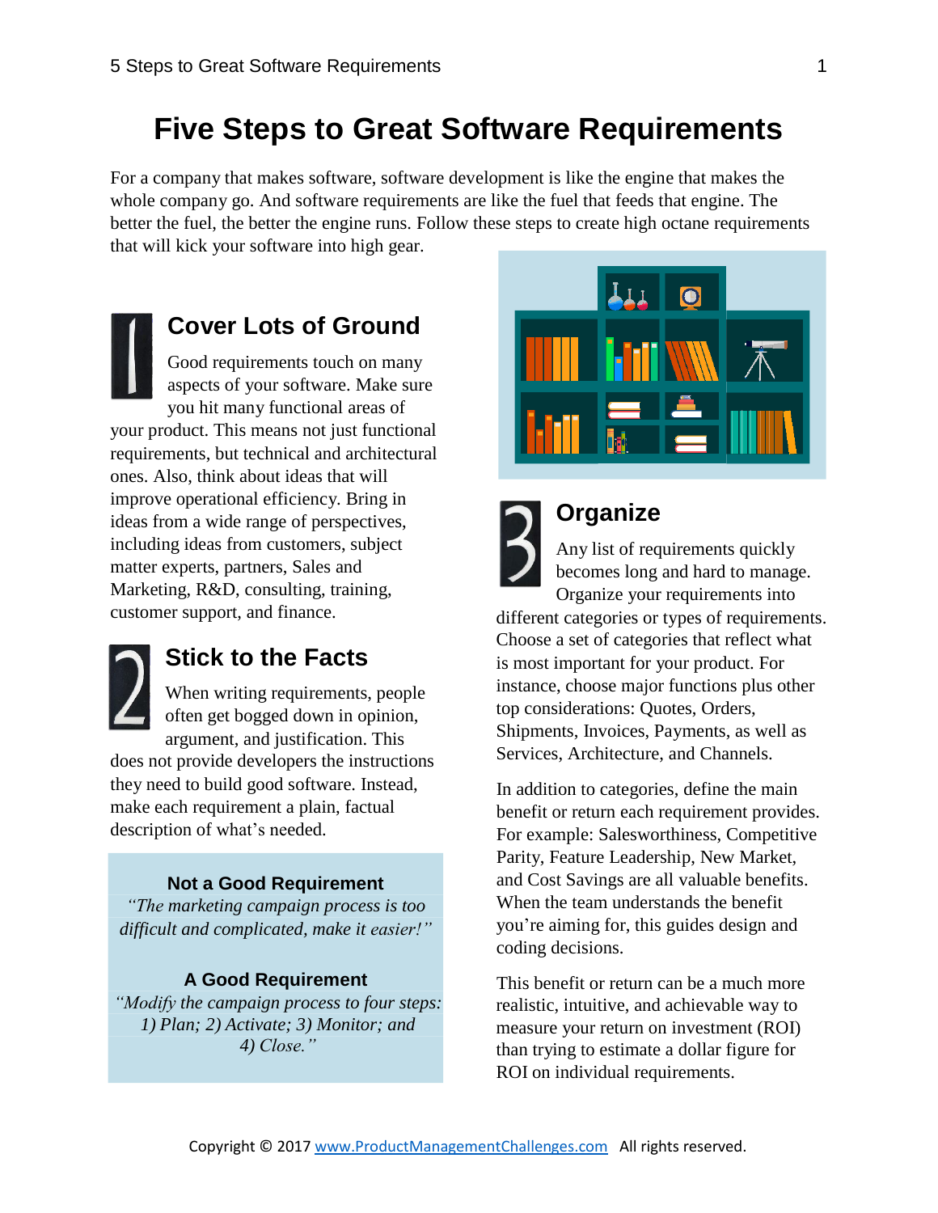# Five Steps to Great Software Requirements

For a company that makes software, software development is like the engine that makes the whole company go. And software requirements are like the fuel that feeds that engine. The better the fuel, the better the engine runs. Follow these steps to create high octane requirements that will kick your software into high gear.

## 1 Cover Lots of Ground

Good requirements touch on many aspects of your software. Make sure you hit many functional areas of your product. This means not just functional requirements, but technical and architectural ones. Also, think about ideas that will improve operational efficiency. Bring in ideas from a wide range of perspectives, including ideas from customers, subject matter experts, partners, Sales and Marketing, R&D, consulting, training, customer support, and finance.

## 2 Stick to the Facts

When writing requirements, people often get bogged down in opinion, argument, and justification. This does not provide developers the instructions they need to build good software. Instead, make each requirement a plain, factual description of what's needed.

**Not a Good Requirement**

*"The marketing campaign process is too difficult and complicated, make it easier!"*

**A Good Requirement**

*"Modify the campaign process to four steps: 1) Plan; 2) Activate; 3) Monitor; and 4) Close."*

## 3 Organize

Any list of requirements quickly becomes long and hard to manage. Organize your requirements into different categories or types of requirements. Choose a set of categories that reflect what is most important for your product. For instance, choose major functions plus other top considerations: Quotes, Orders, Shipments, Invoices, Payments, as well as Services, Architecture, and Channels.

In addition to categories, define the main benefit or return each requirement provides. For example: Salesworthiness, Competitive Parity, Feature Leadership, New Market, and Cost Savings are all valuable benefits. When the team understands the benefit you're aiming for, this guides design and coding decisions.

This benefit or return can be a much more realistic, intuitive, and achievable way to measure your return on investment (ROI) than trying to estimate a dollar figure for ROI on individual requirements.

Copyright © 2017 www.ProductManagementChallenges.com All rights reserved.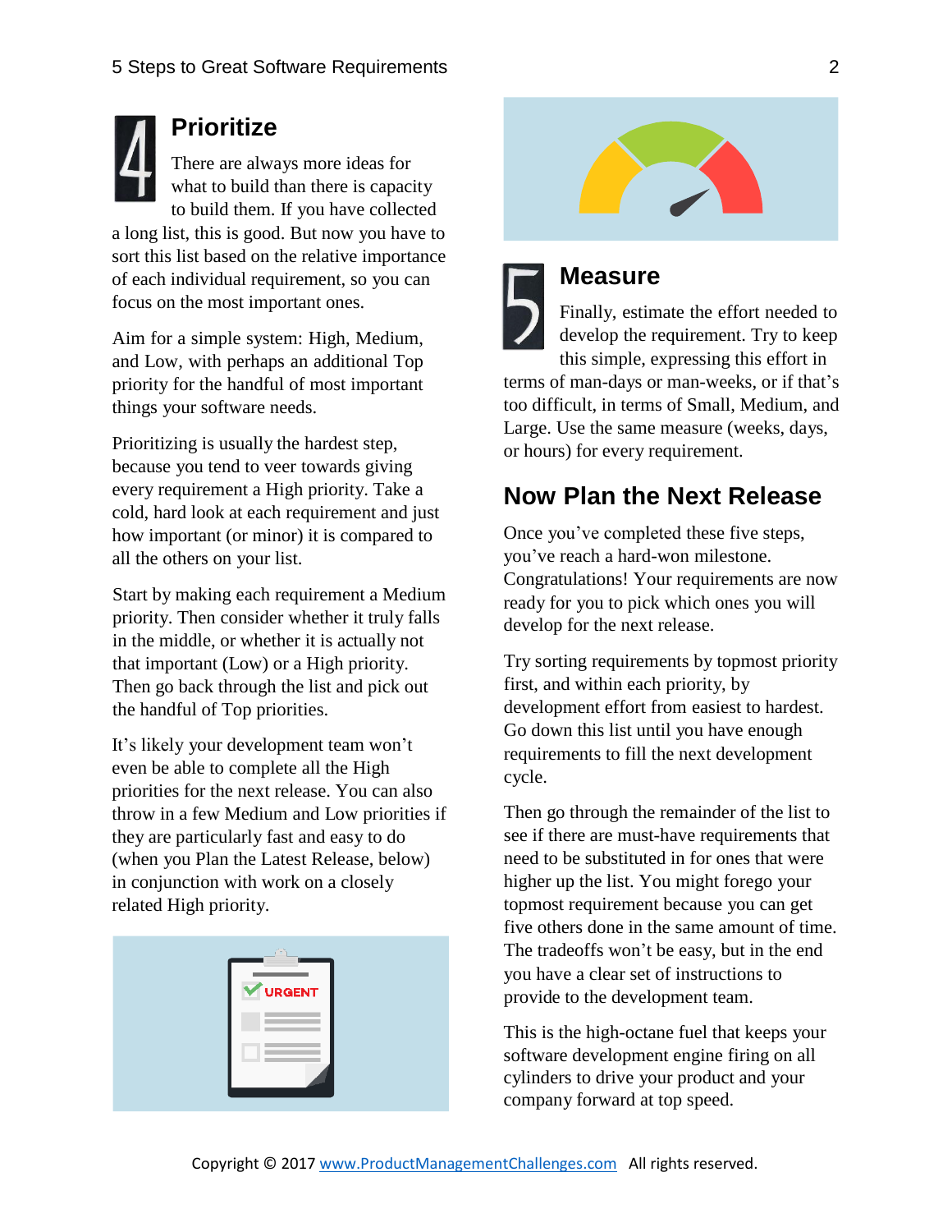## 4 Prioritize

There are always more ideas for what to build than there is capacity to build them. If you have collected a long list, this is good. But now you have to sort this list based on the relative importance of each individual requirement, so you can focus on the most important ones.

Aim for a simple system: High, Medium, and Low, with perhaps an additional Top priority for the handful of most important things your software needs.

Prioritizing is usually the hardest step, because you tend to veer towards giving every requirement a High priority. Take a cold, hard look at each requirement and just how important (or minor) it is compared to all the others on your list.

Start by making each requirement a Medium priority. Then consider whether it truly falls in the middle, or whether it is actually not that important (Low) or a High priority. Then go back through the list and pick out the handful of Top priorities.

It's likely your development team won't even be able to complete all the High priorities for the next release. You can also throw in a few Medium and Low priorities if they are particularly fast and easy to do (when you Plan the Latest Release, below) in conjunction with work on a closely related High priority.

## 5 Measure

Finally, estimate the effort needed to develop the requirement. Try to keep this simple, expressing this effort in terms of man-days or man-weeks, or if that's too difficult, in terms of Small, Medium, and Large. Use the same measure (weeks, days, or hours) for every requirement.

## Now Plan the Next Release

Once you've completed these five steps, you've reach a hard-won milestone. Congratulations! Your requirements are now ready for you to pick which ones you will develop for the next release.

Try sorting requirements by topmost priority first, and within each priority, by development effort from easiest to hardest. Go down this list until you have enough requirements to fill the next development cycle.

Then go through the remainder of the list to see if there are must-have requirements that need to be substituted in for ones that were higher up the list. You might forego your topmost requirement because you can get five others done in the same amount of time. The tradeoffs won't be easy, but in the end you have a clear set of instructions to provide to the development team.

This is the high-octane fuel that keeps your software development engine firing on all cylinders to drive your product and your company forward at top speed.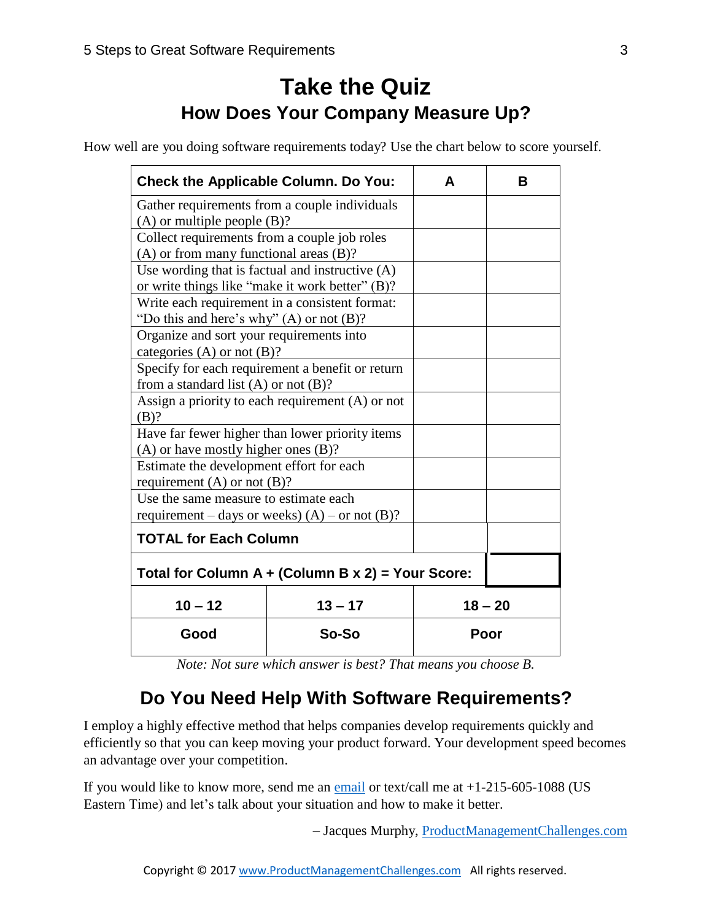# Take the Quiz

## How Does Your Company Measure Up?

How well are you doing software requirements today? Use the chart below to score yourself.

| Check the Applicable Column. Do You: | A | B |
|---|---|---|
| Gather requirements from a couple individuals (A) or multiple people (B)? | | |
| Collect requirements from a couple job roles (A) or from many functional areas (B)? | | |
| Use wording that is factual and instructive (A) or write things like "make it work better" (B)? | | |
| Write each requirement in a consistent format: "Do this and here's why" (A) or not (B)? | | |
| Organize and sort your requirements into categories (A) or not (B)? | | |
| Specify for each requirement a benefit or return from a standard list (A) or not (B)? | | |
| Assign a priority to each requirement (A) or not (B)? | | |
| Have far fewer higher than lower priority items (A) or have mostly higher ones (B)? | | |
| Estimate the development effort for each requirement (A) or not (B)? | | |
| Use the same measure to estimate each requirement – days or weeks) (A) – or not (B)? | | |
| **TOTAL for Each Column** | | |
| **Total for Column A + (Column B x 2) = Your Score:** | | |

| | | |
|---|---|---|
| **10 – 12** | **13 – 17** | **18 – 20** |
| **Good** | **So-So** | **Poor** |

*Note: Not sure which answer is best? That means you choose B.*

## Do You Need Help With Software Requirements?

I employ a highly effective method that helps companies develop requirements quickly and efficiently so that you can keep moving your product forward. Your development speed becomes an advantage over your competition.

If you would like to know more, send me an email or text/call me at +1-215-605-1088 (US Eastern Time) and let's talk about your situation and how to make it better.

– Jacques Murphy, ProductManagementChallenges.com

Copyright © 2017 www.ProductManagementChallenges.com All rights reserved.